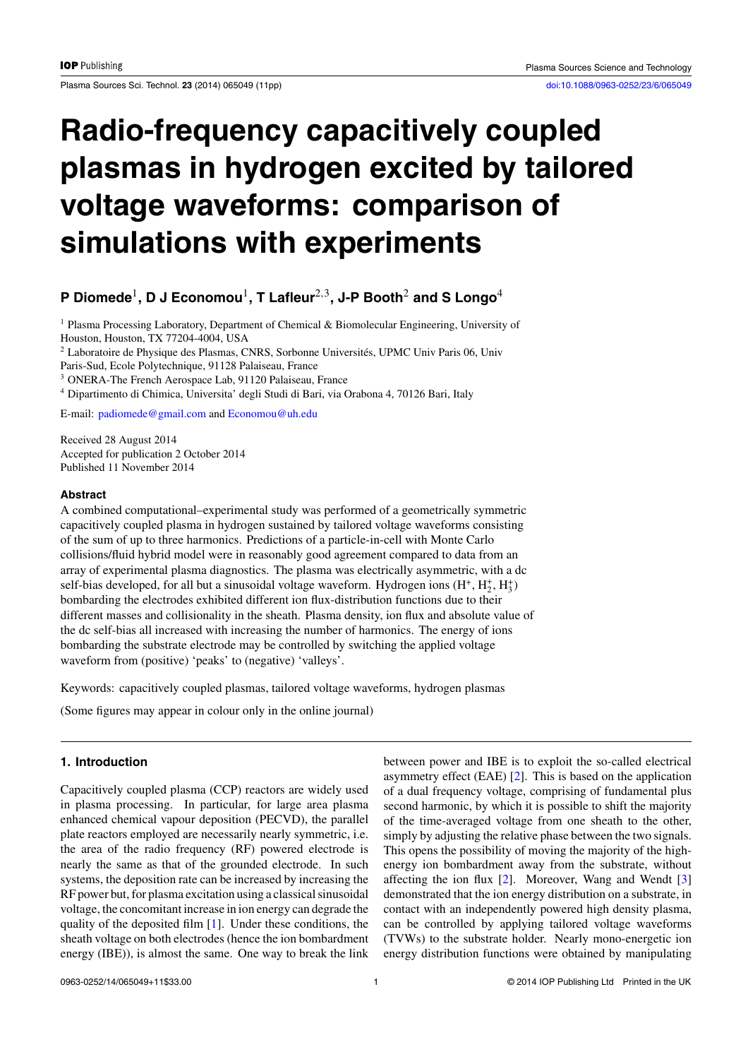# Radio-frequency capacitively coupled plasmas in hydrogen excited by tailored voltage waveforms: comparison of simulations with experiments

**P Diomede[1], D J Economou[1], T Lafleur[2,3], J-P Booth[2] and S Longo[4]**

[1] Plasma Processing Laboratory, Department of Chemical & Biomolecular Engineering, University of Houston, Houston, TX 77204-4004, USA

[2] Laboratoire de Physique des Plasmas, CNRS, Sorbonne Universités, UPMC Univ Paris 06, Univ Paris-Sud, Ecole Polytechnique, 91128 Palaiseau, France

[3] ONERA-The French Aerospace Lab, 91120 Palaiseau, France

[4] Dipartimento di Chimica, Universita' degli Studi di Bari, via Orabona 4, 70126 Bari, Italy

E-mail: padiomede@gmail.com and Economou@uh.edu

Received 28 August 2014
Accepted for publication 2 October 2014
Published 11 November 2014

### Abstract

A combined computational–experimental study was performed of a geometrically symmetric capacitively coupled plasma in hydrogen sustained by tailored voltage waveforms consisting of the sum of up to three harmonics. Predictions of a particle-in-cell with Monte Carlo collisions/fluid hybrid model were in reasonably good agreement compared to data from an array of experimental plasma diagnostics. The plasma was electrically asymmetric, with a dc self-bias developed, for all but a sinusoidal voltage waveform. Hydrogen ions ($H^+$, $H_2^+$, $H_3^+$) bombarding the electrodes exhibited different ion flux-distribution functions due to their different masses and collisionality in the sheath. Plasma density, ion flux and absolute value of the dc self-bias all increased with increasing the number of harmonics. The energy of ions bombarding the substrate electrode may be controlled by switching the applied voltage waveform from (positive) 'peaks' to (negative) 'valleys'.

Keywords: capacitively coupled plasmas, tailored voltage waveforms, hydrogen plasmas

(Some figures may appear in colour only in the online journal)

## 1. Introduction

Capacitively coupled plasma (CCP) reactors are widely used in plasma processing. In particular, for large area plasma enhanced chemical vapour deposition (PECVD), the parallel plate reactors employed are necessarily nearly symmetric, i.e. the area of the radio frequency (RF) powered electrode is nearly the same as that of the grounded electrode. In such systems, the deposition rate can be increased by increasing the RF power but, for plasma excitation using a classical sinusoidal voltage, the concomitant increase in ion energy can degrade the quality of the deposited film [1]. Under these conditions, the sheath voltage on both electrodes (hence the ion bombardment energy (IBE)), is almost the same. One way to break the link between power and IBE is to exploit the so-called electrical asymmetry effect (EAE) [2]. This is based on the application of a dual frequency voltage, comprising of fundamental plus second harmonic, by which it is possible to shift the majority of the time-averaged voltage from one sheath to the other, simply by adjusting the relative phase between the two signals. This opens the possibility of moving the majority of the high-energy ion bombardment away from the substrate, without affecting the ion flux [2]. Moreover, Wang and Wendt [3] demonstrated that the ion energy distribution on a substrate, in contact with an independently powered high density plasma, can be controlled by applying tailored voltage waveforms (TVWs) to the substrate holder. Nearly mono-energetic ion energy distribution functions were obtained by manipulating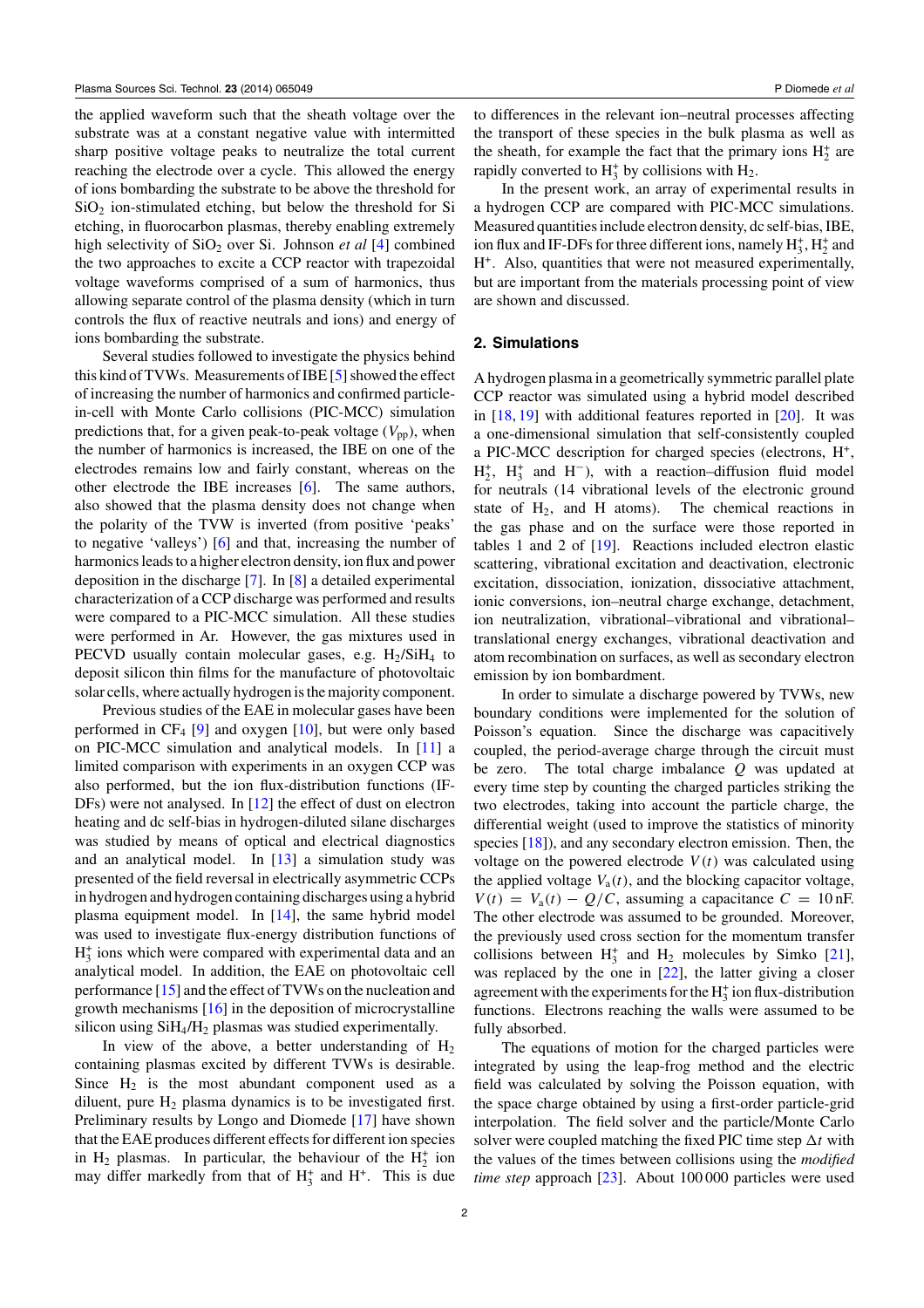the applied waveform such that the sheath voltage over the substrate was at a constant negative value with intermitted sharp positive voltage peaks to neutralize the total current reaching the electrode over a cycle. This allowed the energy of ions bombarding the substrate to be above the threshold for $SiO_2$ ion-stimulated etching, but below the threshold for Si etching, in fluorocarbon plasmas, thereby enabling extremely high selectivity of $SiO_2$ over Si. Johnson *et al* [4] combined the two approaches to excite a CCP reactor with trapezoidal voltage waveforms comprised of a sum of harmonics, thus allowing separate control of the plasma density (which in turn controls the flux of reactive neutrals and ions) and energy of ions bombarding the substrate.

Several studies followed to investigate the physics behind this kind of TVWs. Measurements of IBE [5] showed the effect of increasing the number of harmonics and confirmed particle-in-cell with Monte Carlo collisions (PIC-MCC) simulation predictions that, for a given peak-to-peak voltage ($V_{pp}$), when the number of harmonics is increased, the IBE on one of the electrodes remains low and fairly constant, whereas on the other electrode the IBE increases [6]. The same authors, also showed that the plasma density does not change when the polarity of the TVW is inverted (from positive 'peaks' to negative 'valleys') [6] and that, increasing the number of harmonics leads to a higher electron density, ion flux and power deposition in the discharge [7]. In [8] a detailed experimental characterization of a CCP discharge was performed and results were compared to a PIC-MCC simulation. All these studies were performed in Ar. However, the gas mixtures used in PECVD usually contain molecular gases, e.g. $H_2/SiH_4$ to deposit silicon thin films for the manufacture of photovoltaic solar cells, where actually hydrogen is the majority component.

Previous studies of the EAE in molecular gases have been performed in $CF_4$ [9] and oxygen [10], but were only based on PIC-MCC simulation and analytical models. In [11] a limited comparison with experiments in an oxygen CCP was also performed, but the ion flux-distribution functions (IF-DFs) were not analysed. In [12] the effect of dust on electron heating and dc self-bias in hydrogen-diluted silane discharges was studied by means of optical and electrical diagnostics and an analytical model. In [13] a simulation study was presented of the field reversal in electrically asymmetric CCPs in hydrogen and hydrogen containing discharges using a hybrid plasma equipment model. In [14], the same hybrid model was used to investigate flux-energy distribution functions of $H_3^+$ ions which were compared with experimental data and an analytical model. In addition, the EAE on photovoltaic cell performance [15] and the effect of TVWs on the nucleation and growth mechanisms [16] in the deposition of microcrystalline silicon using $SiH_4/H_2$ plasmas was studied experimentally.

In view of the above, a better understanding of $H_2$ containing plasmas excited by different TVWs is desirable. Since $H_2$ is the most abundant component used as a diluent, pure $H_2$ plasma dynamics is to be investigated first. Preliminary results by Longo and Diomede [17] have shown that the EAE produces different effects for different ion species in $H_2$ plasmas. In particular, the behaviour of the $H_2^+$ ion may differ markedly from that of $H_3^+$ and $H^+$. This is due to differences in the relevant ion–neutral processes affecting the transport of these species in the bulk plasma as well as the sheath, for example the fact that the primary ions $H_2^+$ are rapidly converted to $H_3^+$ by collisions with $H_2$.

In the present work, an array of experimental results in a hydrogen CCP are compared with PIC-MCC simulations. Measured quantities include electron density, dc self-bias, IBE, ion flux and IF-DFs for three different ions, namely $H_3^+$, $H_2^+$ and $H^+$. Also, quantities that were not measured experimentally, but are important from the materials processing point of view are shown and discussed.

## 2. Simulations

A hydrogen plasma in a geometrically symmetric parallel plate CCP reactor was simulated using a hybrid model described in [18, 19] with additional features reported in [20]. It was a one-dimensional simulation that self-consistently coupled a PIC-MCC description for charged species (electrons, $H^+$, $H_2^+$, $H_3^+$ and $H^-$), with a reaction–diffusion fluid model for neutrals (14 vibrational levels of the electronic ground state of $H_2$, and H atoms). The chemical reactions in the gas phase and on the surface were those reported in tables 1 and 2 of [19]. Reactions included electron elastic scattering, vibrational excitation and deactivation, electronic excitation, dissociation, ionization, dissociative attachment, ionic conversions, ion–neutral charge exchange, detachment, ion neutralization, vibrational–vibrational and vibrational–translational energy exchanges, vibrational deactivation and atom recombination on surfaces, as well as secondary electron emission by ion bombardment.

In order to simulate a discharge powered by TVWs, new boundary conditions were implemented for the solution of Poisson's equation. Since the discharge was capacitively coupled, the period-average charge through the circuit must be zero. The total charge imbalance $Q$ was updated at every time step by counting the charged particles striking the two electrodes, taking into account the particle charge, the differential weight (used to improve the statistics of minority species [18]), and any secondary electron emission. Then, the voltage on the powered electrode $V(t)$ was calculated using the applied voltage $V_a(t)$, and the blocking capacitor voltage, $V(t) = V_a(t) - Q/C$, assuming a capacitance $C = 10$ nF. The other electrode was assumed to be grounded. Moreover, the previously used cross section for the momentum transfer collisions between $H_3^+$ and $H_2$ molecules by Simko [21], was replaced by the one in [22], the latter giving a closer agreement with the experiments for the $H_3^+$ ion flux-distribution functions. Electrons reaching the walls were assumed to be fully absorbed.

The equations of motion for the charged particles were integrated by using the leap-frog method and the electric field was calculated by solving the Poisson equation, with the space charge obtained by using a first-order particle-grid interpolation. The field solver and the particle/Monte Carlo solver were coupled matching the fixed PIC time step $\Delta t$ with the values of the times between collisions using the *modified time step* approach [23]. About 100 000 particles were used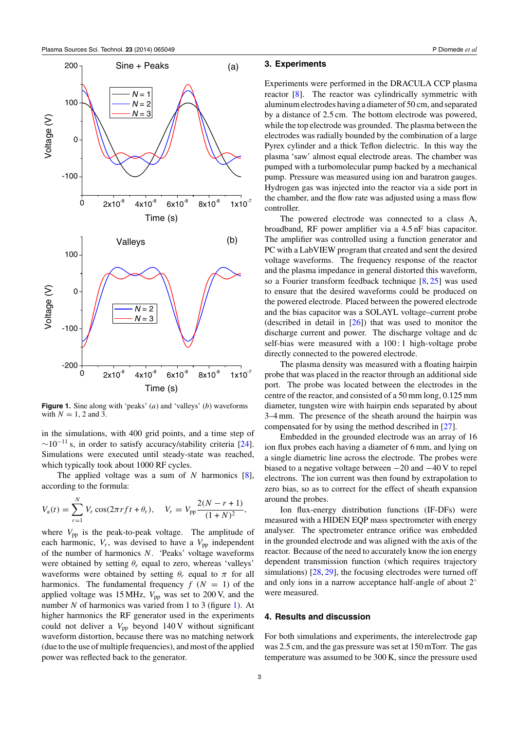Figure 1. Sine along with 'peaks' (*a*) and 'valleys' (*b*) waveforms with $N = 1$, 2 and 3.

in the simulations, with 400 grid points, and a time step of $\sim 10^{-11}$ s, in order to satisfy accuracy/stability criteria [24]. Simulations were executed until steady-state was reached, which typically took about 1000 RF cycles.

The applied voltage was a sum of $N$ harmonics [8], according to the formula:

$$V_a(t) = \sum_{r=1}^{N} V_r \cos(2\pi r f t + \theta_r), \quad V_r = V_{pp}\frac{2(N - r + 1)}{(1+N)^2},$$

where $V_{pp}$ is the peak-to-peak voltage. The amplitude of each harmonic, $V_r$, was devised to have a $V_{pp}$ independent of the number of harmonics $N$. 'Peaks' voltage waveforms were obtained by setting $\theta_r$ equal to zero, whereas 'valleys' waveforms were obtained by setting $\theta_r$ equal to $\pi$ for all harmonics. The fundamental frequency $f$ ($N = 1$) of the applied voltage was 15 MHz, $V_{pp}$ was set to 200 V, and the number $N$ of harmonics was varied from 1 to 3 (figure 1). At higher harmonics the RF generator used in the experiments could not deliver a $V_{pp}$ beyond 140 V without significant waveform distortion, because there was no matching network (due to the use of multiple frequencies), and most of the applied power was reflected back to the generator.

## 3. Experiments

Experiments were performed in the DRACULA CCP plasma reactor [8]. The reactor was cylindrically symmetric with aluminum electrodes having a diameter of 50 cm, and separated by a distance of 2.5 cm. The bottom electrode was powered, while the top electrode was grounded. The plasma between the electrodes was radially bounded by the combination of a large Pyrex cylinder and a thick Teflon dielectric. In this way the plasma 'saw' almost equal electrode areas. The chamber was pumped with a turbomolecular pump backed by a mechanical pump. Pressure was measured using ion and baratron gauges. Hydrogen gas was injected into the reactor via a side port in the chamber, and the flow rate was adjusted using a mass flow controller.

The powered electrode was connected to a class A, broadband, RF power amplifier via a 4.5 nF bias capacitor. The amplifier was controlled using a function generator and PC with a LabVIEW program that created and sent the desired voltage waveforms. The frequency response of the reactor and the plasma impedance in general distorted this waveform, so a Fourier transform feedback technique [8, 25] was used to ensure that the desired waveforms could be produced on the powered electrode. Placed between the powered electrode and the bias capacitor was a SOLAYL voltage–current probe (described in detail in [26]) that was used to monitor the discharge current and power. The discharge voltage and dc self-bias were measured with a 100 : 1 high-voltage probe directly connected to the powered electrode.

The plasma density was measured with a floating hairpin probe that was placed in the reactor through an additional side port. The probe was located between the electrodes in the centre of the reactor, and consisted of a 50 mm long, 0.125 mm diameter, tungsten wire with hairpin ends separated by about 3–4 mm. The presence of the sheath around the hairpin was compensated for by using the method described in [27].

Embedded in the grounded electrode was an array of 16 ion flux probes each having a diameter of 6 mm, and lying on a single diametric line across the electrode. The probes were biased to a negative voltage between −20 and −40 V to repel electrons. The ion current was then found by extrapolation to zero bias, so as to correct for the effect of sheath expansion around the probes.

Ion flux-energy distribution functions (IF-DFs) were measured with a HIDEN EQP mass spectrometer with energy analyser. The spectrometer entrance orifice was embedded in the grounded electrode and was aligned with the axis of the reactor. Because of the need to accurately know the ion energy dependent transmission function (which requires trajectory simulations) [28, 29], the focusing electrodes were turned off and only ions in a narrow acceptance half-angle of about 2° were measured.

## 4. Results and discussion

For both simulations and experiments, the interelectrode gap was 2.5 cm, and the gas pressure was set at 150 mTorr. The gas temperature was assumed to be 300 K, since the pressure used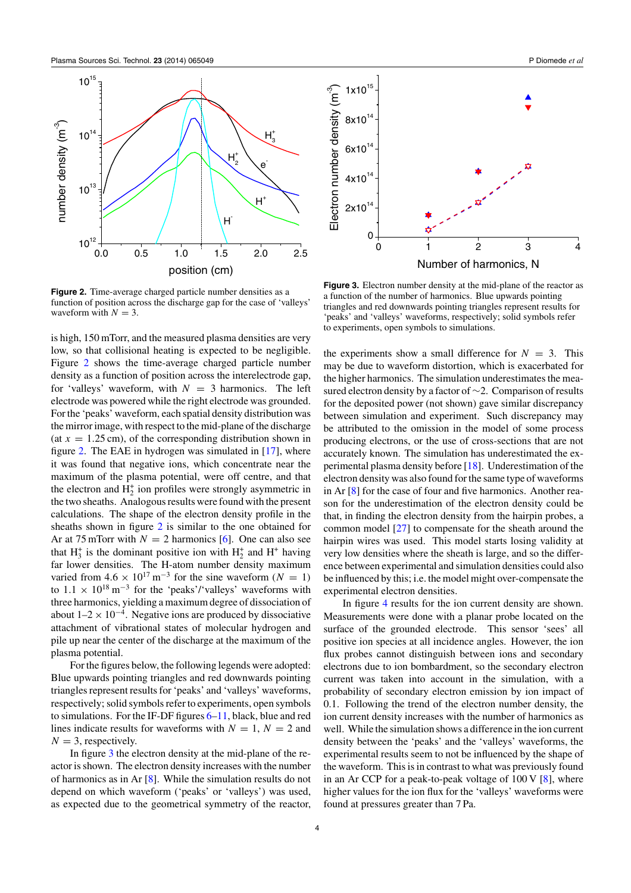**Figure 2.** Time-average charged particle number densities as a function of position across the discharge gap for the case of 'valleys' waveform with $N = 3$.

**Figure 3.** Electron number density at the mid-plane of the reactor as a function of the number of harmonics. Blue upwards pointing triangles and red downwards pointing triangles represent results for 'peaks' and 'valleys' waveforms, respectively; solid symbols refer to experiments, open symbols to simulations.

is high, 150 mTorr, and the measured plasma densities are very low, so that collisional heating is expected to be negligible. Figure 2 shows the time-average charged particle number density as a function of position across the interelectrode gap, for 'valleys' waveform, with $N = 3$ harmonics. The left electrode was powered while the right electrode was grounded. For the 'peaks' waveform, each spatial density distribution was the mirror image, with respect to the mid-plane of the discharge (at $x = 1.25$ cm), of the corresponding distribution shown in figure 2. The EAE in hydrogen was simulated in [17], where it was found that negative ions, which concentrate near the maximum of the plasma potential, were off centre, and that the electron and $H_2^+$ ion profiles were strongly asymmetric in the two sheaths. Analogous results were found with the present calculations. The shape of the electron density profile in the sheaths shown in figure 2 is similar to the one obtained for Ar at 75 mTorr with $N = 2$ harmonics [6]. One can also see that $H_3^+$ is the dominant positive ion with $H_2^+$ and $H^+$ having far lower densities. The H-atom number density maximum varied from $4.6 \times 10^{17}$ m$^{-3}$ for the sine waveform ($N = 1$) to $1.1 \times 10^{18}$ m$^{-3}$ for the 'peaks'/'valleys' waveforms with three harmonics, yielding a maximum degree of dissociation of about $1$–$2 \times 10^{-4}$. Negative ions are produced by dissociative attachment of vibrational states of molecular hydrogen and pile up near the center of the discharge at the maximum of the plasma potential.

For the figures below, the following legends were adopted: Blue upwards pointing triangles and red downwards pointing triangles represent results for 'peaks' and 'valleys' waveforms, respectively; solid symbols refer to experiments, open symbols to simulations. For the IF-DF figures 6–11, black, blue and red lines indicate results for waveforms with $N = 1$, $N = 2$ and $N = 3$, respectively.

In figure 3 the electron density at the mid-plane of the reactor is shown. The electron density increases with the number of harmonics as in Ar [8]. While the simulation results do not depend on which waveform ('peaks' or 'valleys') was used, as expected due to the geometrical symmetry of the reactor, the experiments show a small difference for $N = 3$. This may be due to waveform distortion, which is exacerbated for the higher harmonics. The simulation underestimates the measured electron density by a factor of $\sim 2$. Comparison of results for the deposited power (not shown) gave similar discrepancy between simulation and experiment. Such discrepancy may be attributed to the omission in the model of some process producing electrons, or the use of cross-sections that are not accurately known. The simulation has underestimated the experimental plasma density before [18]. Underestimation of the electron density was also found for the same type of waveforms in Ar [8] for the case of four and five harmonics. Another reason for the underestimation of the electron density could be that, in finding the electron density from the hairpin probes, a common model [27] to compensate for the sheath around the hairpin wires was used. This model starts losing validity at very low densities where the sheath is large, and so the difference between experimental and simulation densities could also be influenced by this; i.e. the model might over-compensate the experimental electron densities.

In figure 4 results for the ion current density are shown. Measurements were done with a planar probe located on the surface of the grounded electrode. This sensor 'sees' all positive ion species at all incidence angles. However, the ion flux probes cannot distinguish between ions and secondary electrons due to ion bombardment, so the secondary electron current was taken into account in the simulation, with a probability of secondary electron emission by ion impact of 0.1. Following the trend of the electron number density, the ion current density increases with the number of harmonics as well. While the simulation shows a difference in the ion current density between the 'peaks' and the 'valleys' waveforms, the experimental results seem to not be influenced by the shape of the waveform. This is in contrast to what was previously found in an Ar CCP for a peak-to-peak voltage of 100 V [8], where higher values for the ion flux for the 'valleys' waveforms were found at pressures greater than 7 Pa.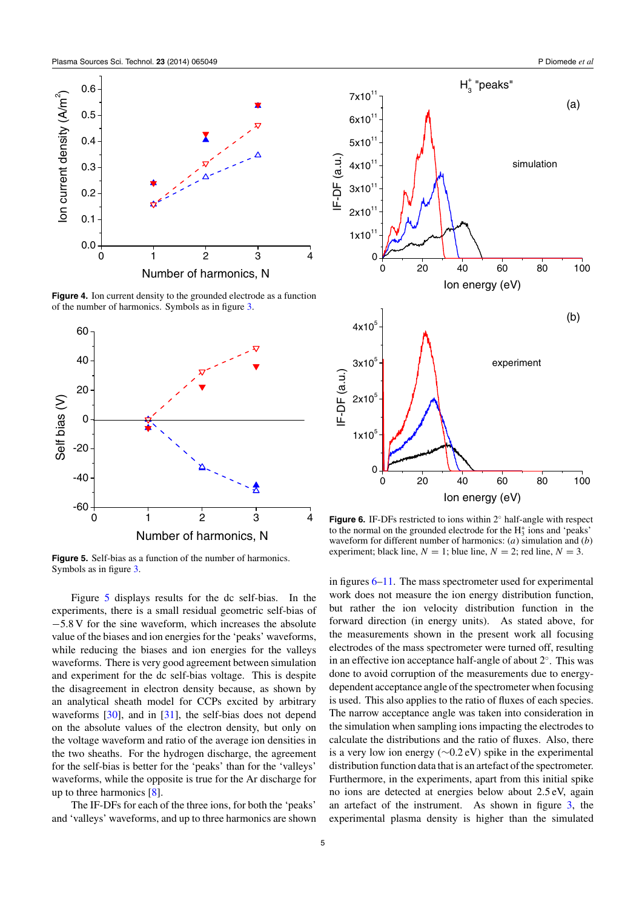**Figure 4.** Ion current density to the grounded electrode as a function of the number of harmonics. Symbols as in figure 3.

**Figure 5.** Self-bias as a function of the number of harmonics. Symbols as in figure 3.

Figure 5 displays results for the dc self-bias. In the experiments, there is a small residual geometric self-bias of −5.8 V for the sine waveform, which increases the absolute value of the biases and ion energies for the 'peaks' waveforms, while reducing the biases and ion energies for the 'valleys' waveforms. There is very good agreement between simulation and experiment for the dc self-bias voltage. This is despite the disagreement in electron density because, as shown by an analytical sheath model for CCPs excited by arbitrary waveforms [30], and in [31], the self-bias does not depend on the absolute values of the electron density, but only on the voltage waveform and ratio of the average ion densities in the two sheaths. For the hydrogen discharge, the agreement for the self-bias is better for the 'peaks' than for the 'valleys' waveforms, while the opposite is true for the Ar discharge for up to three harmonics [8].

The IF-DFs for each of the three ions, for both the 'peaks' and 'valleys' waveforms, and up to three harmonics are shown in figures 6–11. The mass spectrometer used for experimental work does not measure the ion energy distribution function, but rather the ion velocity distribution function in the forward direction (in energy units). As stated above, for the measurements shown in the present work all focusing electrodes of the mass spectrometer were turned off, resulting in an effective ion acceptance half-angle of about 2°. This was done to avoid corruption of the measurements due to energy-dependent acceptance angle of the spectrometer when focusing is used. This also applies to the ratio of fluxes of each species. The narrow acceptance angle was taken into consideration in the simulation when sampling ions impacting the electrodes to calculate the distributions and the ratio of fluxes. Also, there is a very low ion energy (∼0.2 eV) spike in the experimental distribution function data that is an artefact of the spectrometer. Furthermore, in the experiments, apart from this initial spike no ions are detected at energies below about 2.5 eV, again an artefact of the instrument. As shown in figure 3, the experimental plasma density is higher than the simulated

**Figure 6.** IF-DFs restricted to ions within 2° half-angle with respect to the normal on the grounded electrode for the $H_3^+$ ions and 'peaks' waveform for different number of harmonics: (*a*) simulation and (*b*) experiment; black line, $N = 1$; blue line, $N = 2$; red line, $N = 3$.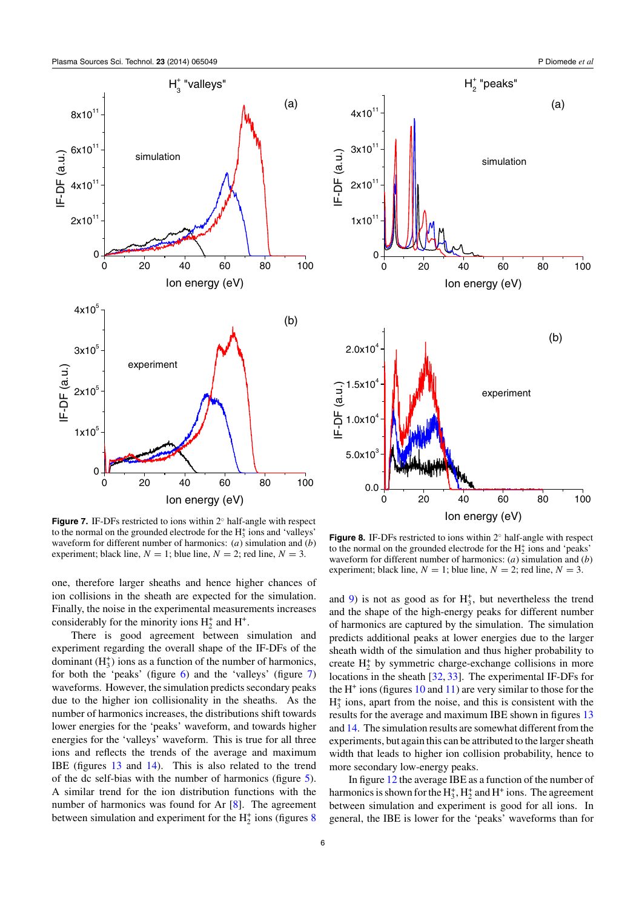**Figure 7.** IF-DFs restricted to ions within 2° half-angle with respect to the normal on the grounded electrode for the $H_3^+$ ions and 'valleys' waveform for different number of harmonics: (*a*) simulation and (*b*) experiment; black line, $N = 1$; blue line, $N = 2$; red line, $N = 3$.

**Figure 8.** IF-DFs restricted to ions within 2° half-angle with respect to the normal on the grounded electrode for the $H_2^+$ ions and 'peaks' waveform for different number of harmonics: (*a*) simulation and (*b*) experiment; black line, $N = 1$; blue line, $N = 2$; red line, $N = 3$.

one, therefore larger sheaths and hence higher chances of ion collisions in the sheath are expected for the simulation. Finally, the noise in the experimental measurements increases considerably for the minority ions $H_2^+$ and $H^+$.

There is good agreement between simulation and experiment regarding the overall shape of the IF-DFs of the dominant ($H_3^+$) ions as a function of the number of harmonics, for both the 'peaks' (figure 6) and the 'valleys' (figure 7) waveforms. However, the simulation predicts secondary peaks due to the higher ion collisionality in the sheaths. As the number of harmonics increases, the distributions shift towards lower energies for the 'peaks' waveform, and towards higher energies for the 'valleys' waveform. This is true for all three ions and reflects the trends of the average and maximum IBE (figures 13 and 14). This is also related to the trend of the dc self-bias with the number of harmonics (figure 5). A similar trend for the ion distribution functions with the number of harmonics was found for Ar [8]. The agreement between simulation and experiment for the $H_2^+$ ions (figures 8 and 9) is not as good as for $H_3^+$, but nevertheless the trend and the shape of the high-energy peaks for different number of harmonics are captured by the simulation. The simulation predicts additional peaks at lower energies due to the larger sheath width of the simulation and thus higher probability to create $H_2^+$ by symmetric charge-exchange collisions in more locations in the sheath [32, 33]. The experimental IF-DFs for the $H^+$ ions (figures 10 and 11) are very similar to those for the $H_3^+$ ions, apart from the noise, and this is consistent with the results for the average and maximum IBE shown in figures 13 and 14. The simulation results are somewhat different from the experiments, but again this can be attributed to the larger sheath width that leads to higher ion collision probability, hence to more secondary low-energy peaks.

In figure 12 the average IBE as a function of the number of harmonics is shown for the $H_3^+$, $H_2^+$ and $H^+$ ions. The agreement between simulation and experiment is good for all ions. In general, the IBE is lower for the 'peaks' waveforms than for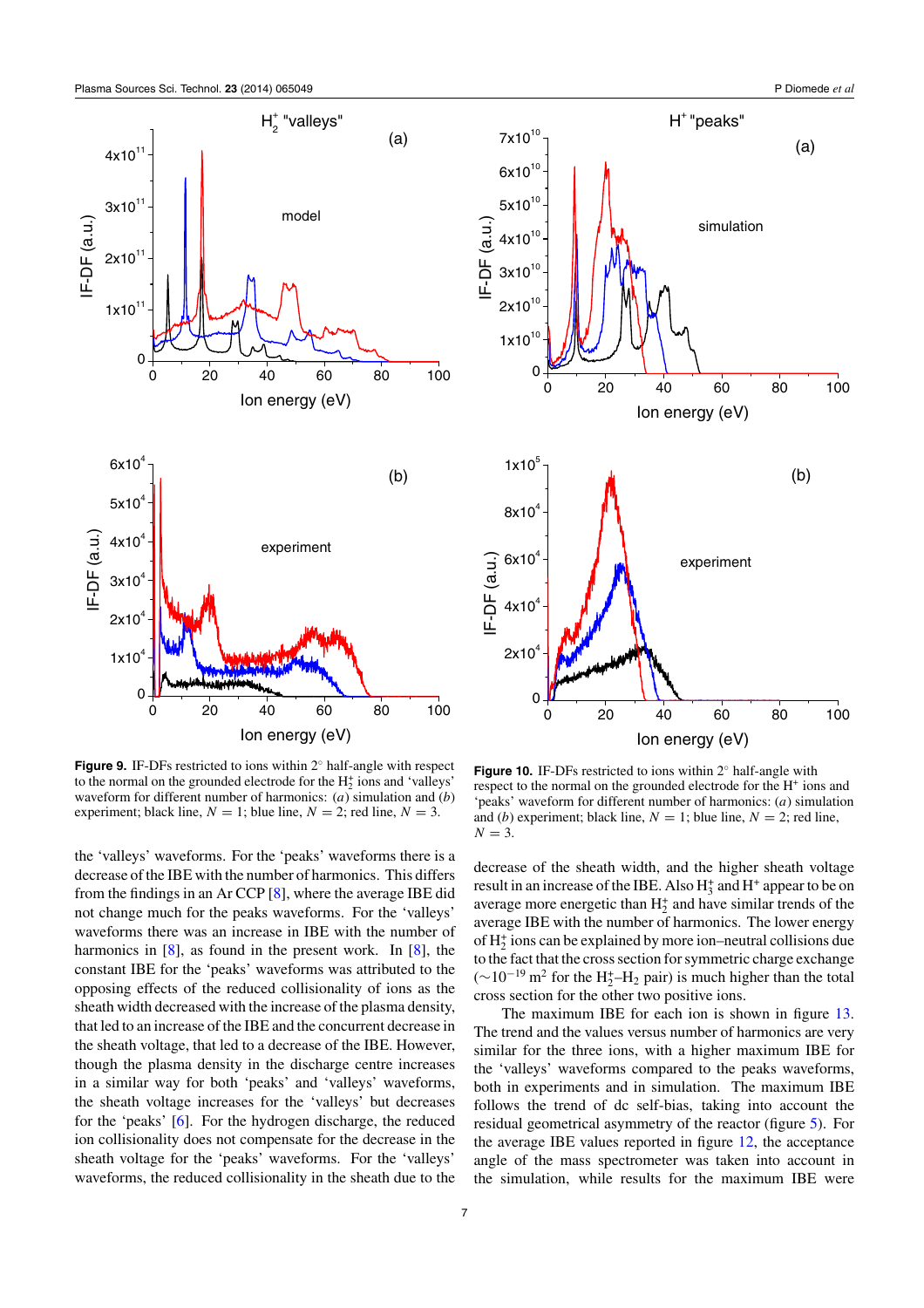**Figure 9.** IF-DFs restricted to ions within 2° half-angle with respect to the normal on the grounded electrode for the $H_2^+$ ions and 'valleys' waveform for different number of harmonics: (*a*) simulation and (*b*) experiment; black line, $N = 1$; blue line, $N = 2$; red line, $N = 3$.

**Figure 10.** IF-DFs restricted to ions within 2° half-angle with respect to the normal on the grounded electrode for the $H^+$ ions and 'peaks' waveform for different number of harmonics: (*a*) simulation and (*b*) experiment; black line, $N = 1$; blue line, $N = 2$; red line, $N = 3$.

the 'valleys' waveforms. For the 'peaks' waveforms there is a decrease of the IBE with the number of harmonics. This differs from the findings in an Ar CCP [8], where the average IBE did not change much for the peaks waveforms. For the 'valleys' waveforms there was an increase in IBE with the number of harmonics in [8], as found in the present work. In [8], the constant IBE for the 'peaks' waveforms was attributed to the opposing effects of the reduced collisionality of ions as the sheath width decreased with the increase of the plasma density, that led to an increase of the IBE and the concurrent decrease in the sheath voltage, that led to a decrease of the IBE. However, though the plasma density in the discharge centre increases in a similar way for both 'peaks' and 'valleys' waveforms, the sheath voltage increases for the 'valleys' but decreases for the 'peaks' [6]. For the hydrogen discharge, the reduced ion collisionality does not compensate for the decrease in the sheath voltage for the 'peaks' waveforms. For the 'valleys' waveforms, the reduced collisionality in the sheath due to the decrease of the sheath width, and the higher sheath voltage result in an increase of the IBE. Also $H_3^+$ and $H^+$ appear to be on average more energetic than $H_2^+$ and have similar trends of the average IBE with the number of harmonics. The lower energy of $H_2^+$ ions can be explained by more ion–neutral collisions due to the fact that the cross section for symmetric charge exchange ($\sim 10^{-19}$ m$^2$ for the $H_2^+$–$H_2$ pair) is much higher than the total cross section for the other two positive ions.

The maximum IBE for each ion is shown in figure 13. The trend and the values versus number of harmonics are very similar for the three ions, with a higher maximum IBE for the 'valleys' waveforms compared to the peaks waveforms, both in experiments and in simulation. The maximum IBE follows the trend of dc self-bias, taking into account the residual geometrical asymmetry of the reactor (figure 5). For the average IBE values reported in figure 12, the acceptance angle of the mass spectrometer was taken into account in the simulation, while results for the maximum IBE were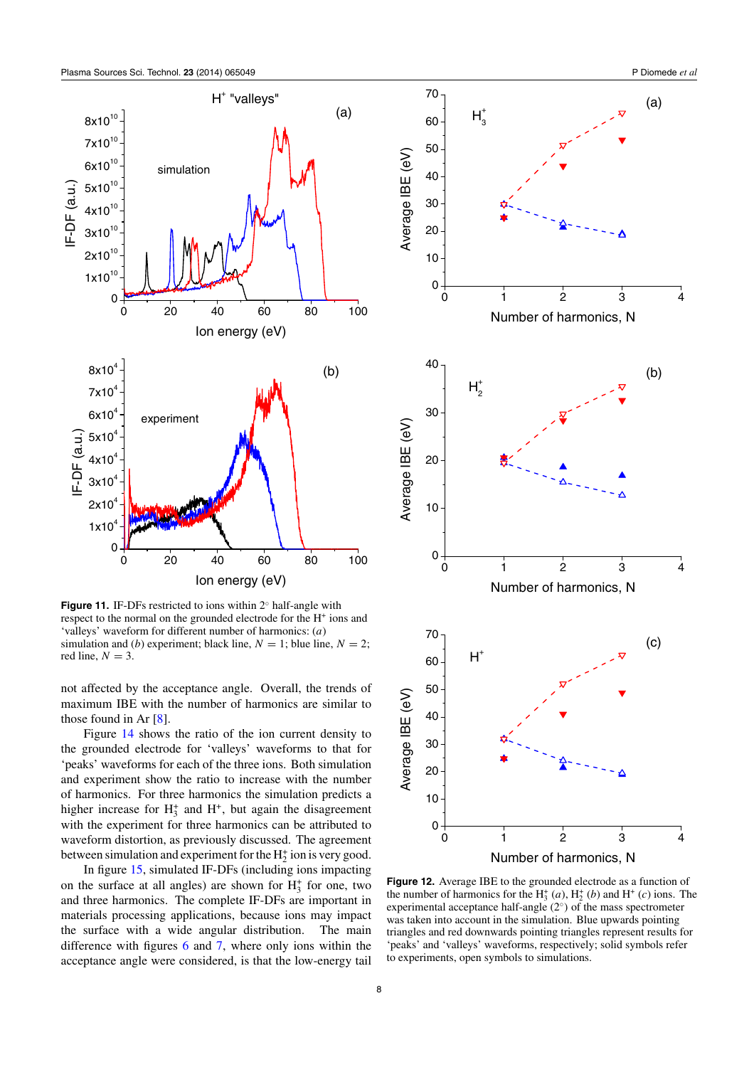**Figure 11.** IF-DFs restricted to ions within 2° half-angle with respect to the normal on the grounded electrode for the $H^+$ ions and 'valleys' waveform for different number of harmonics: (*a*) simulation and (*b*) experiment; black line, $N = 1$; blue line, $N = 2$; red line, $N = 3$.

not affected by the acceptance angle. Overall, the trends of maximum IBE with the number of harmonics are similar to those found in Ar [8].

Figure 14 shows the ratio of the ion current density to the grounded electrode for 'valleys' waveforms to that for 'peaks' waveforms for each of the three ions. Both simulation and experiment show the ratio to increase with the number of harmonics. For three harmonics the simulation predicts a higher increase for $H_3^+$ and $H^+$, but again the disagreement with the experiment for three harmonics can be attributed to waveform distortion, as previously discussed. The agreement between simulation and experiment for the $H_2^+$ ion is very good.

In figure 15, simulated IF-DFs (including ions impacting on the surface at all angles) are shown for $H_3^+$ for one, two and three harmonics. The complete IF-DFs are important in materials processing applications, because ions may impact the surface with a wide angular distribution. The main difference with figures 6 and 7, where only ions within the acceptance angle were considered, is that the low-energy tail

**Figure 12.** Average IBE to the grounded electrode as a function of the number of harmonics for the $H_3^+$ (*a*), $H_2^+$ (*b*) and $H^+$ (*c*) ions. The experimental acceptance half-angle (2°) of the mass spectrometer was taken into account in the simulation. Blue upwards pointing triangles and red downwards pointing triangles represent results for 'peaks' and 'valleys' waveforms, respectively; solid symbols refer to experiments, open symbols to simulations.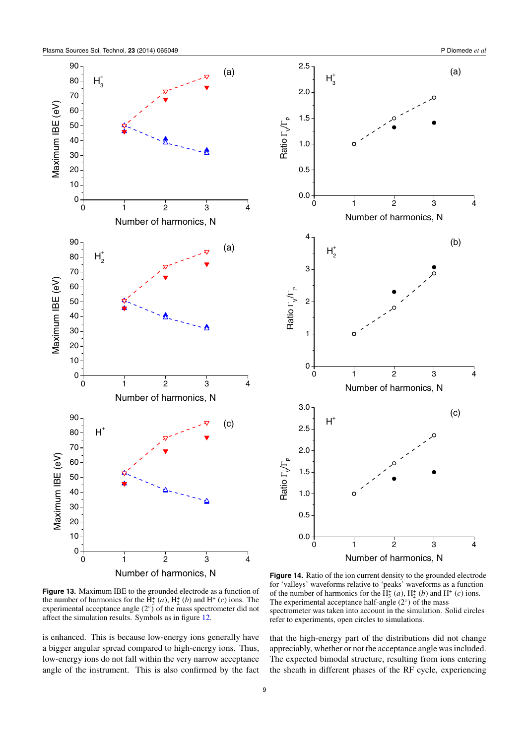**Figure 13.** Maximum IBE to the grounded electrode as a function of the number of harmonics for the $H_3^+$ (*a*), $H_2^+$ (*b*) and $H^+$ (*c*) ions. The experimental acceptance angle (2°) of the mass spectrometer did not affect the simulation results. Symbols as in figure 12.

**Figure 14.** Ratio of the ion current density to the grounded electrode for 'valleys' waveforms relative to 'peaks' waveforms as a function of the number of harmonics for the $H_3^+$ (*a*), $H_2^+$ (*b*) and $H^+$ (*c*) ions. The experimental acceptance half-angle (2°) of the mass spectrometer was taken into account in the simulation. Solid circles refer to experiments, open circles to simulations.

is enhanced. This is because low-energy ions generally have a bigger angular spread compared to high-energy ions. Thus, low-energy ions do not fall within the very narrow acceptance angle of the instrument. This is also confirmed by the fact that the high-energy part of the distributions did not change appreciably, whether or not the acceptance angle was included. The expected bimodal structure, resulting from ions entering the sheath in different phases of the RF cycle, experiencing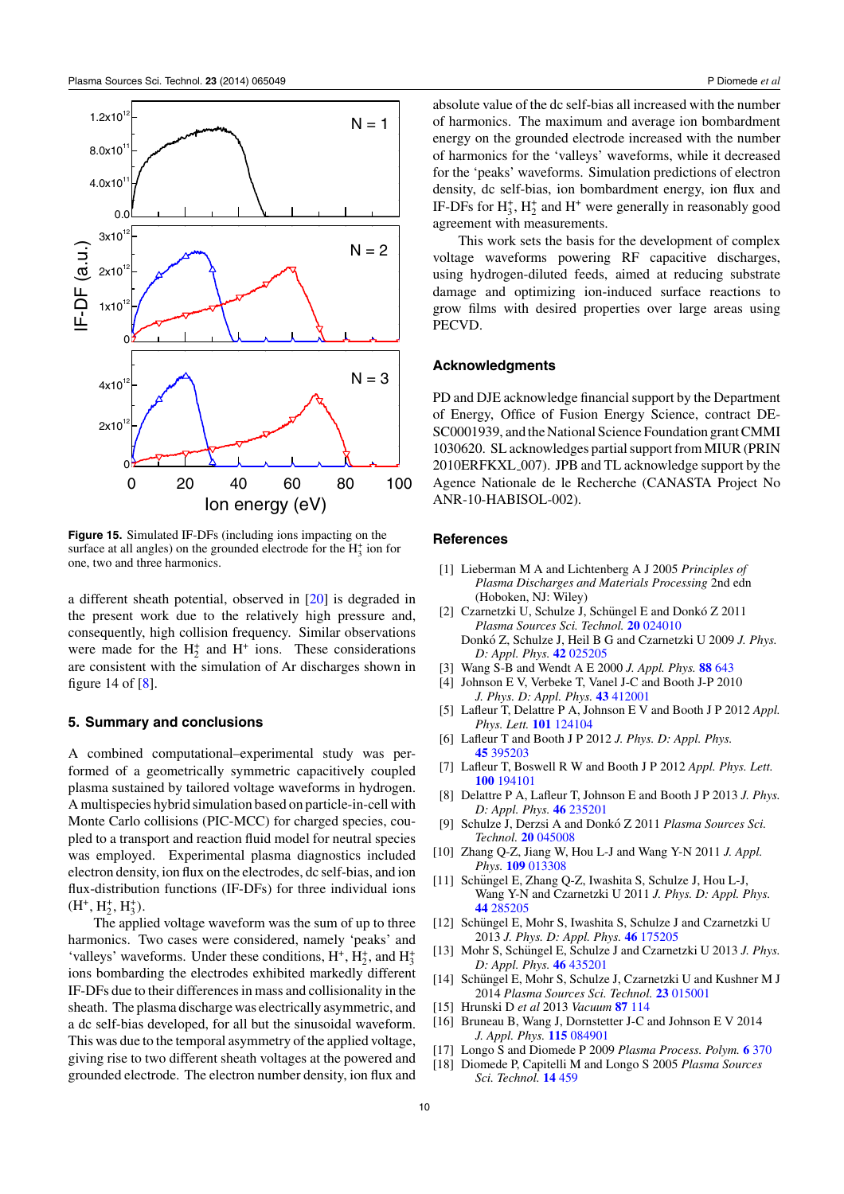Figure 15. Simulated IF-DFs (including ions impacting on the surface at all angles) on the grounded electrode for the $H_3^+$ ion for one, two and three harmonics.

a different sheath potential, observed in [20] is degraded in the present work due to the relatively high pressure and, consequently, high collision frequency. Similar observations were made for the $H_2^+$ and $H^+$ ions. These considerations are consistent with the simulation of Ar discharges shown in figure 14 of [8].

## 5. Summary and conclusions

A combined computational–experimental study was performed of a geometrically symmetric capacitively coupled plasma sustained by tailored voltage waveforms in hydrogen. A multispecies hybrid simulation based on particle-in-cell with Monte Carlo collisions (PIC-MCC) for charged species, coupled to a transport and reaction fluid model for neutral species was employed. Experimental plasma diagnostics included electron density, ion flux on the electrodes, dc self-bias, and ion flux-distribution functions (IF-DFs) for three individual ions ($H^+$, $H_2^+$, $H_3^+$).

The applied voltage waveform was the sum of up to three harmonics. Two cases were considered, namely 'peaks' and 'valleys' waveforms. Under these conditions, $H^+$, $H_2^+$, and $H_3^+$ ions bombarding the electrodes exhibited markedly different IF-DFs due to their differences in mass and collisionality in the sheath. The plasma discharge was electrically asymmetric, and a dc self-bias developed, for all but the sinusoidal waveform. This was due to the temporal asymmetry of the applied voltage, giving rise to two different sheath voltages at the powered and grounded electrode. The electron number density, ion flux and absolute value of the dc self-bias all increased with the number of harmonics. The maximum and average ion bombardment energy on the grounded electrode increased with the number of harmonics for the 'valleys' waveforms, while it decreased for the 'peaks' waveforms. Simulation predictions of electron density, dc self-bias, ion bombardment energy, ion flux and IF-DFs for $H_3^+$, $H_2^+$ and $H^+$ were generally in reasonably good agreement with measurements.

This work sets the basis for the development of complex voltage waveforms powering RF capacitive discharges, using hydrogen-diluted feeds, aimed at reducing substrate damage and optimizing ion-induced surface reactions to grow films with desired properties over large areas using PECVD.

## Acknowledgments

PD and DJE acknowledge financial support by the Department of Energy, Office of Fusion Energy Science, contract DE-SC0001939, and the National Science Foundation grant CMMI 1030620. SL acknowledges partial support from MIUR (PRIN 2010ERFKXL_007). JPB and TL acknowledge support by the Agence Nationale de le Recherche (CANASTA Project No ANR-10-HABISOL-002).

## References

[1] Lieberman M A and Lichtenberg A J 2005 *Principles of Plasma Discharges and Materials Processing* 2nd edn (Hoboken, NJ: Wiley)

[2] Czarnetzki U, Schulze J, Schüngel E and Donkó Z 2011 *Plasma Sources Sci. Technol.* **20** 024010
Donkó Z, Schulze J, Heil B G and Czarnetzki U 2009 *J. Phys. D: Appl. Phys.* **42** 025205

[3] Wang S-B and Wendt A E 2000 *J. Appl. Phys.* **88** 643

[4] Johnson E V, Verbeke T, Vanel J-C and Booth J-P 2010 *J. Phys. D: Appl. Phys.* **43** 412001

[5] Lafleur T, Delattre P A, Johnson E V and Booth J P 2012 *Appl. Phys. Lett.* **101** 124104

[6] Lafleur T and Booth J P 2012 *J. Phys. D: Appl. Phys.* **45** 395203

[7] Lafleur T, Boswell R W and Booth J P 2012 *Appl. Phys. Lett.* **100** 194101

[8] Delattre P A, Lafleur T, Johnson E and Booth J P 2013 *J. Phys. D: Appl. Phys.* **46** 235201

[9] Schulze J, Derzsi A and Donkó Z 2011 *Plasma Sources Sci. Technol.* **20** 045008

[10] Zhang Q-Z, Jiang W, Hou L-J and Wang Y-N 2011 *J. Appl. Phys.* **109** 013308

[11] Schüngel E, Zhang Q-Z, Iwashita S, Schulze J, Hou L-J, Wang Y-N and Czarnetzki U 2011 *J. Phys. D: Appl. Phys.* **44** 285205

[12] Schüngel E, Mohr S, Iwashita S, Schulze J and Czarnetzki U 2013 *J. Phys. D: Appl. Phys.* **46** 175205

[13] Mohr S, Schüngel E, Schulze J and Czarnetzki U 2013 *J. Phys. D: Appl. Phys.* **46** 435201

[14] Schüngel E, Mohr S, Schulze J, Czarnetzki U and Kushner M J 2014 *Plasma Sources Sci. Technol.* **23** 015001

[15] Hrunski D *et al* 2013 *Vacuum* **87** 114

[16] Bruneau B, Wang J, Dornstetter J-C and Johnson E V 2014 *J. Appl. Phys.* **115** 084901

[17] Longo S and Diomede P 2009 *Plasma Process. Polym.* **6** 370

[18] Diomede P, Capitelli M and Longo S 2005 *Plasma Sources Sci. Technol.* **14** 459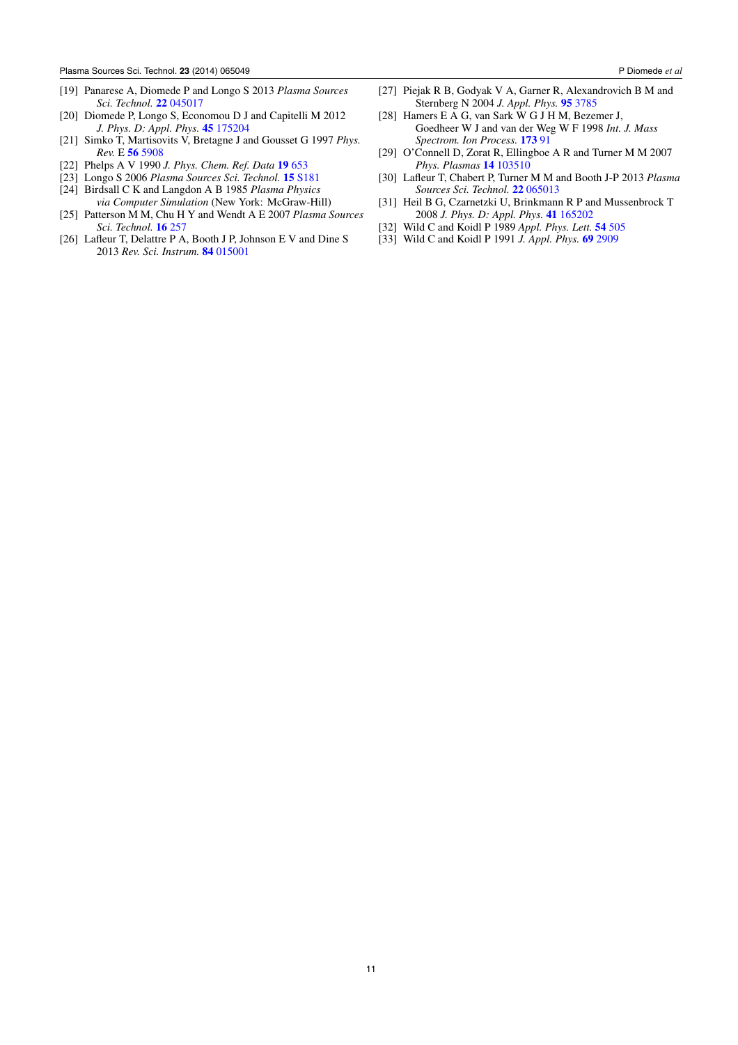[19] Panarese A, Diomede P and Longo S 2013 *Plasma Sources Sci. Technol.* **22** 045017

[20] Diomede P, Longo S, Economou D J and Capitelli M 2012 *J. Phys. D: Appl. Phys.* **45** 175204

[21] Simko T, Martisovits V, Bretagne J and Gousset G 1997 *Phys. Rev.* E **56** 5908

[22] Phelps A V 1990 *J. Phys. Chem. Ref. Data* **19** 653

[23] Longo S 2006 *Plasma Sources Sci. Technol.* **15** S181

[24] Birdsall C K and Langdon A B 1985 *Plasma Physics via Computer Simulation* (New York: McGraw-Hill)

[25] Patterson M M, Chu H Y and Wendt A E 2007 *Plasma Sources Sci. Technol.* **16** 257

[26] Lafleur T, Delattre P A, Booth J P, Johnson E V and Dine S 2013 *Rev. Sci. Instrum.* **84** 015001

[27] Piejak R B, Godyak V A, Garner R, Alexandrovich B M and Sternberg N 2004 *J. Appl. Phys.* **95** 3785

[28] Hamers E A G, van Sark W G J H M, Bezemer J, Goedheer W J and van der Weg W F 1998 *Int. J. Mass Spectrom. Ion Process.* **173** 91

[29] O'Connell D, Zorat R, Ellingboe A R and Turner M M 2007 *Phys. Plasmas* **14** 103510

[30] Lafleur T, Chabert P, Turner M M and Booth J-P 2013 *Plasma Sources Sci. Technol.* **22** 065013

[31] Heil B G, Czarnetzki U, Brinkmann R P and Mussenbrock T 2008 *J. Phys. D: Appl. Phys.* **41** 165202

[32] Wild C and Koidl P 1989 *Appl. Phys. Lett.* **54** 505

[33] Wild C and Koidl P 1991 *J. Appl. Phys.* **69** 2909